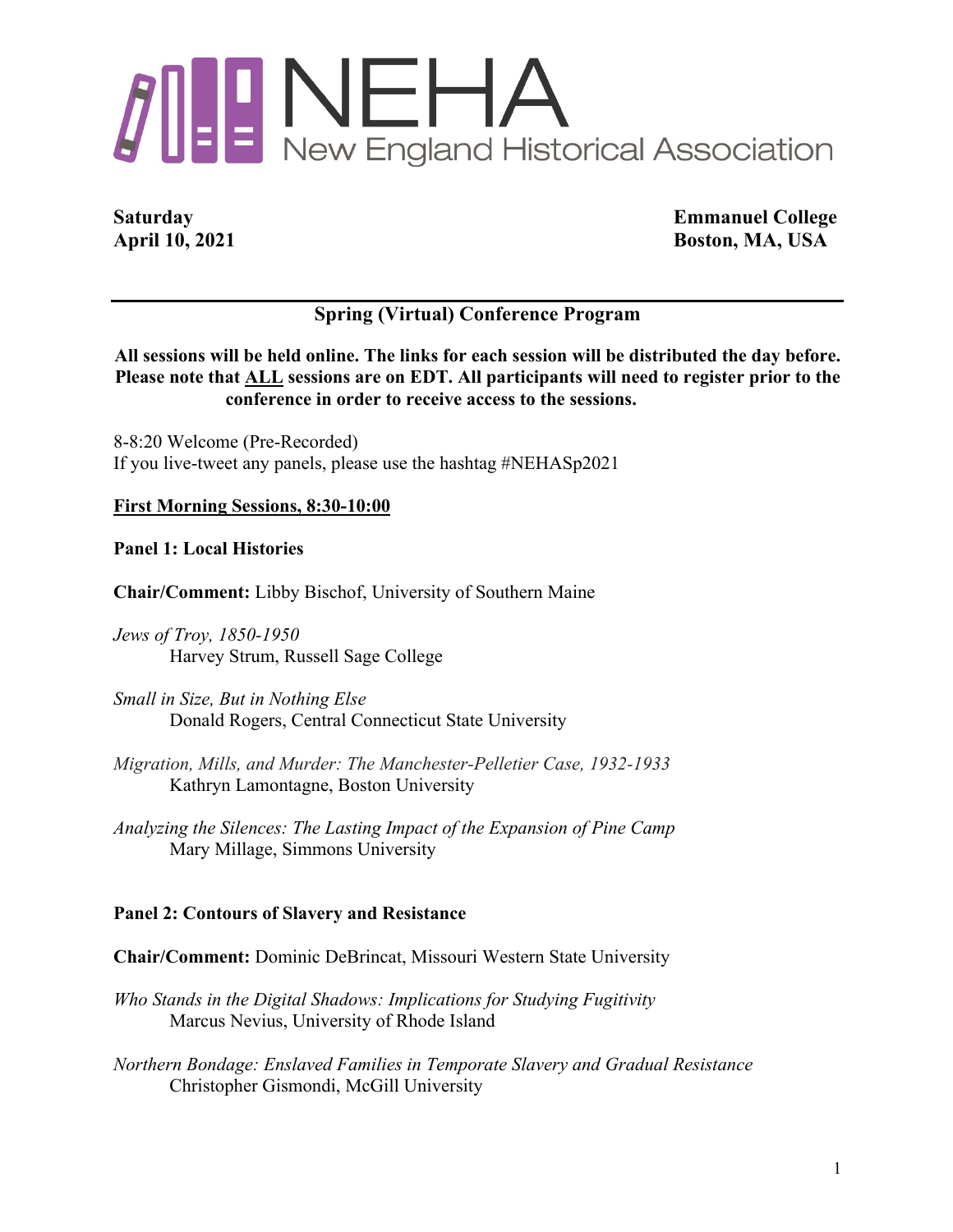# NEHA
## New England Historical Association

**Saturday**
**April 10, 2021**

**Emmanuel College**
**Boston, MA, USA**

---

### Spring (Virtual) Conference Program

**All sessions will be held online. The links for each session will be distributed the day before. Please note that ALL sessions are on EDT. All participants will need to register prior to the conference in order to receive access to the sessions.**

8-8:20 Welcome (Pre-Recorded)
If you live-tweet any panels, please use the hashtag #NEHASp2021

**First Morning Sessions, 8:30-10:00**

**Panel 1: Local Histories**

**Chair/Comment:** Libby Bischof, University of Southern Maine

*Jews of Troy, 1850-1950*
Harvey Strum, Russell Sage College

*Small in Size, But in Nothing Else*
Donald Rogers, Central Connecticut State University

*Migration, Mills, and Murder: The Manchester-Pelletier Case, 1932-1933*
Kathryn Lamontagne, Boston University

*Analyzing the Silences: The Lasting Impact of the Expansion of Pine Camp*
Mary Millage, Simmons University

**Panel 2: Contours of Slavery and Resistance**

**Chair/Comment:** Dominic DeBrincat, Missouri Western State University

*Who Stands in the Digital Shadows: Implications for Studying Fugitivity*
Marcus Nevius, University of Rhode Island

*Northern Bondage: Enslaved Families in Temporate Slavery and Gradual Resistance*
Christopher Gismondi, McGill University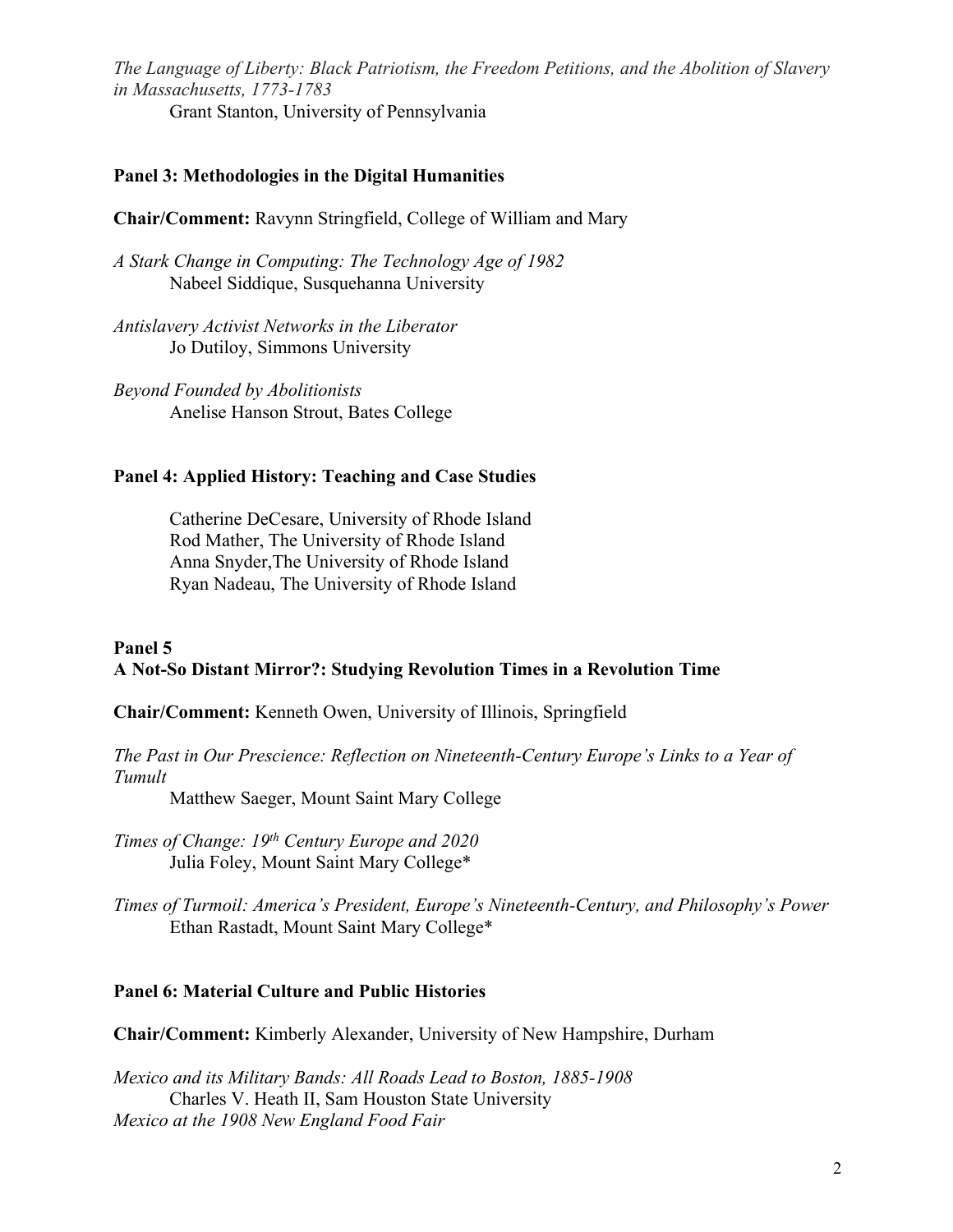*The Language of Liberty: Black Patriotism, the Freedom Petitions, and the Abolition of Slavery in Massachusetts, 1773-1783*
Grant Stanton, University of Pennsylvania

**Panel 3: Methodologies in the Digital Humanities**

**Chair/Comment:** Ravynn Stringfield, College of William and Mary

*A Stark Change in Computing: The Technology Age of 1982*
Nabeel Siddique, Susquehanna University

*Antislavery Activist Networks in the Liberator*
Jo Dutiloy, Simmons University

*Beyond Founded by Abolitionists*
Anelise Hanson Strout, Bates College

**Panel 4: Applied History: Teaching and Case Studies**

Catherine DeCesare, University of Rhode Island
Rod Mather, The University of Rhode Island
Anna Snyder,The University of Rhode Island
Ryan Nadeau, The University of Rhode Island

**Panel 5**
**A Not-So Distant Mirror?: Studying Revolution Times in a Revolution Time**

**Chair/Comment:** Kenneth Owen, University of Illinois, Springfield

*The Past in Our Prescience: Reflection on Nineteenth-Century Europe's Links to a Year of Tumult*
Matthew Saeger, Mount Saint Mary College

*Times of Change: 19th Century Europe and 2020*
Julia Foley, Mount Saint Mary College*

*Times of Turmoil: America's President, Europe's Nineteenth-Century, and Philosophy's Power*
Ethan Rastadt, Mount Saint Mary College*

**Panel 6: Material Culture and Public Histories**

**Chair/Comment:** Kimberly Alexander, University of New Hampshire, Durham

*Mexico and its Military Bands: All Roads Lead to Boston, 1885-1908*
Charles V. Heath II, Sam Houston State University
*Mexico at the 1908 New England Food Fair*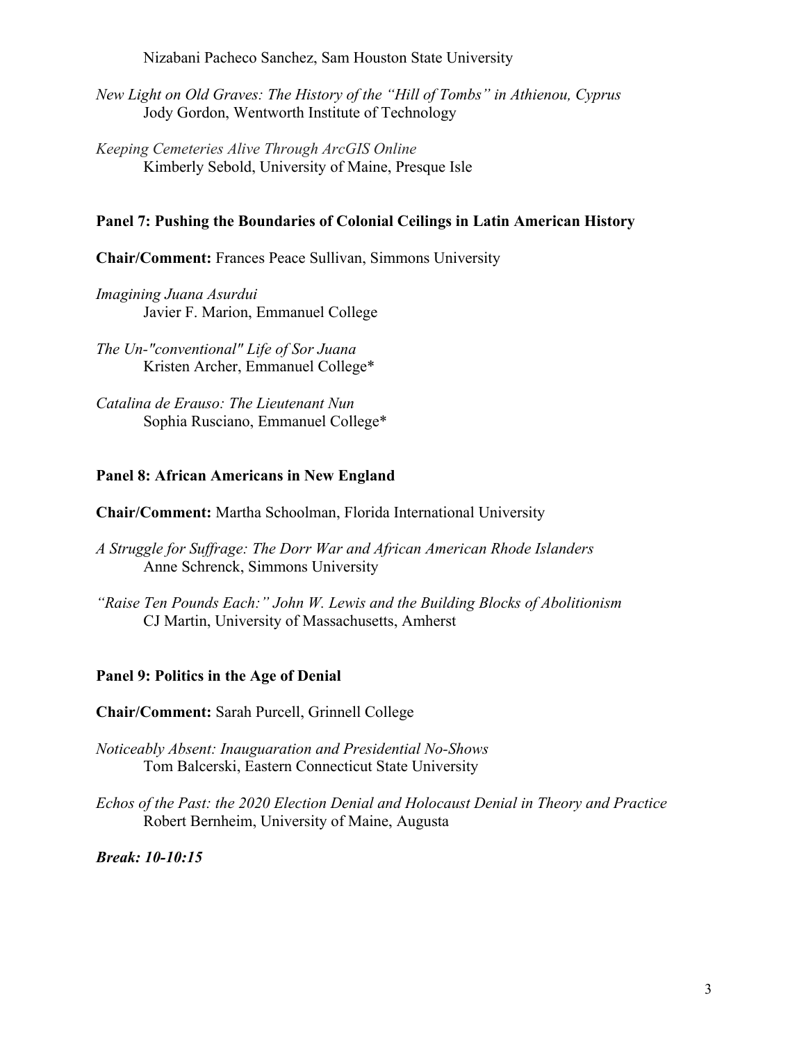Nizabani Pacheco Sanchez, Sam Houston State University

*New Light on Old Graves: The History of the "Hill of Tombs" in Athienou, Cyprus*
Jody Gordon, Wentworth Institute of Technology

*Keeping Cemeteries Alive Through ArcGIS Online*
Kimberly Sebold, University of Maine, Presque Isle

### Panel 7: Pushing the Boundaries of Colonial Ceilings in Latin American History

**Chair/Comment:** Frances Peace Sullivan, Simmons University

*Imagining Juana Asurdui*
Javier F. Marion, Emmanuel College

*The Un-"conventional" Life of Sor Juana*
Kristen Archer, Emmanuel College*

*Catalina de Erauso: The Lieutenant Nun*
Sophia Rusciano, Emmanuel College*

### Panel 8: African Americans in New England

**Chair/Comment:** Martha Schoolman, Florida International University

*A Struggle for Suffrage: The Dorr War and African American Rhode Islanders*
Anne Schrenck, Simmons University

*"Raise Ten Pounds Each:" John W. Lewis and the Building Blocks of Abolitionism*
CJ Martin, University of Massachusetts, Amherst

### Panel 9: Politics in the Age of Denial

**Chair/Comment:** Sarah Purcell, Grinnell College

*Noticeably Absent: Inauguaration and Presidential No-Shows*
Tom Balcerski, Eastern Connecticut State University

*Echos of the Past: the 2020 Election Denial and Holocaust Denial in Theory and Practice*
Robert Bernheim, University of Maine, Augusta

***Break: 10-10:15***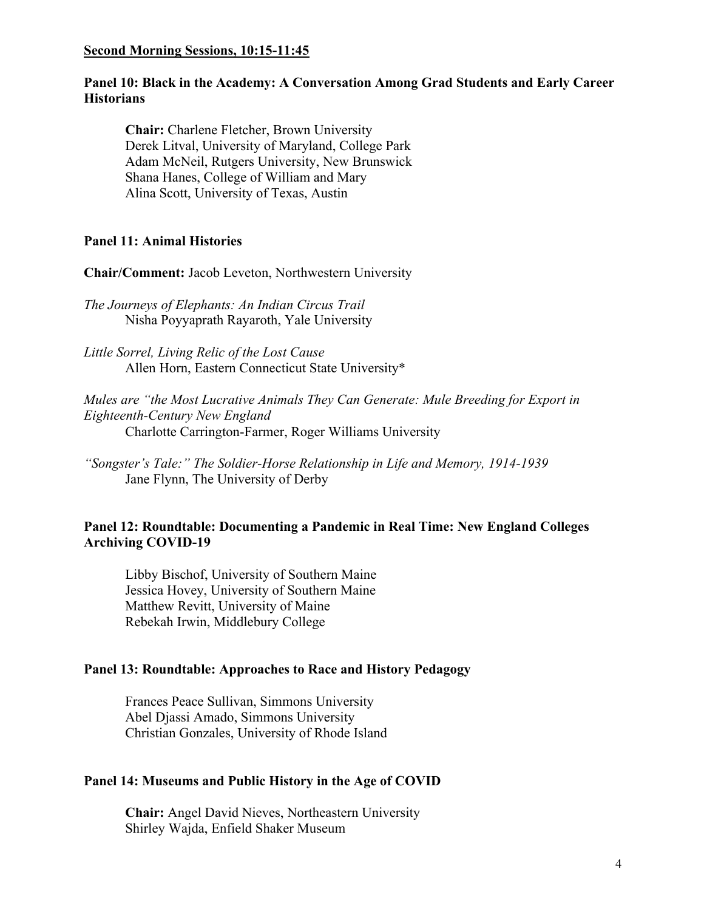**Second Morning Sessions, 10:15-11:45**

### Panel 10: Black in the Academy: A Conversation Among Grad Students and Early Career Historians

**Chair:** Charlene Fletcher, Brown University
Derek Litval, University of Maryland, College Park
Adam McNeil, Rutgers University, New Brunswick
Shana Hanes, College of William and Mary
Alina Scott, University of Texas, Austin

### Panel 11: Animal Histories

**Chair/Comment:** Jacob Leveton, Northwestern University

*The Journeys of Elephants: An Indian Circus Trail*
Nisha Poyyaprath Rayaroth, Yale University

*Little Sorrel, Living Relic of the Lost Cause*
Allen Horn, Eastern Connecticut State University*

*Mules are "the Most Lucrative Animals They Can Generate: Mule Breeding for Export in Eighteenth-Century New England*
Charlotte Carrington-Farmer, Roger Williams University

*"Songster's Tale:" The Soldier-Horse Relationship in Life and Memory, 1914-1939*
Jane Flynn, The University of Derby

### Panel 12: Roundtable: Documenting a Pandemic in Real Time: New England Colleges Archiving COVID-19

Libby Bischof, University of Southern Maine
Jessica Hovey, University of Southern Maine
Matthew Revitt, University of Maine
Rebekah Irwin, Middlebury College

### Panel 13: Roundtable: Approaches to Race and History Pedagogy

Frances Peace Sullivan, Simmons University
Abel Djassi Amado, Simmons University
Christian Gonzales, University of Rhode Island

### Panel 14: Museums and Public History in the Age of COVID

**Chair:** Angel David Nieves, Northeastern University
Shirley Wajda, Enfield Shaker Museum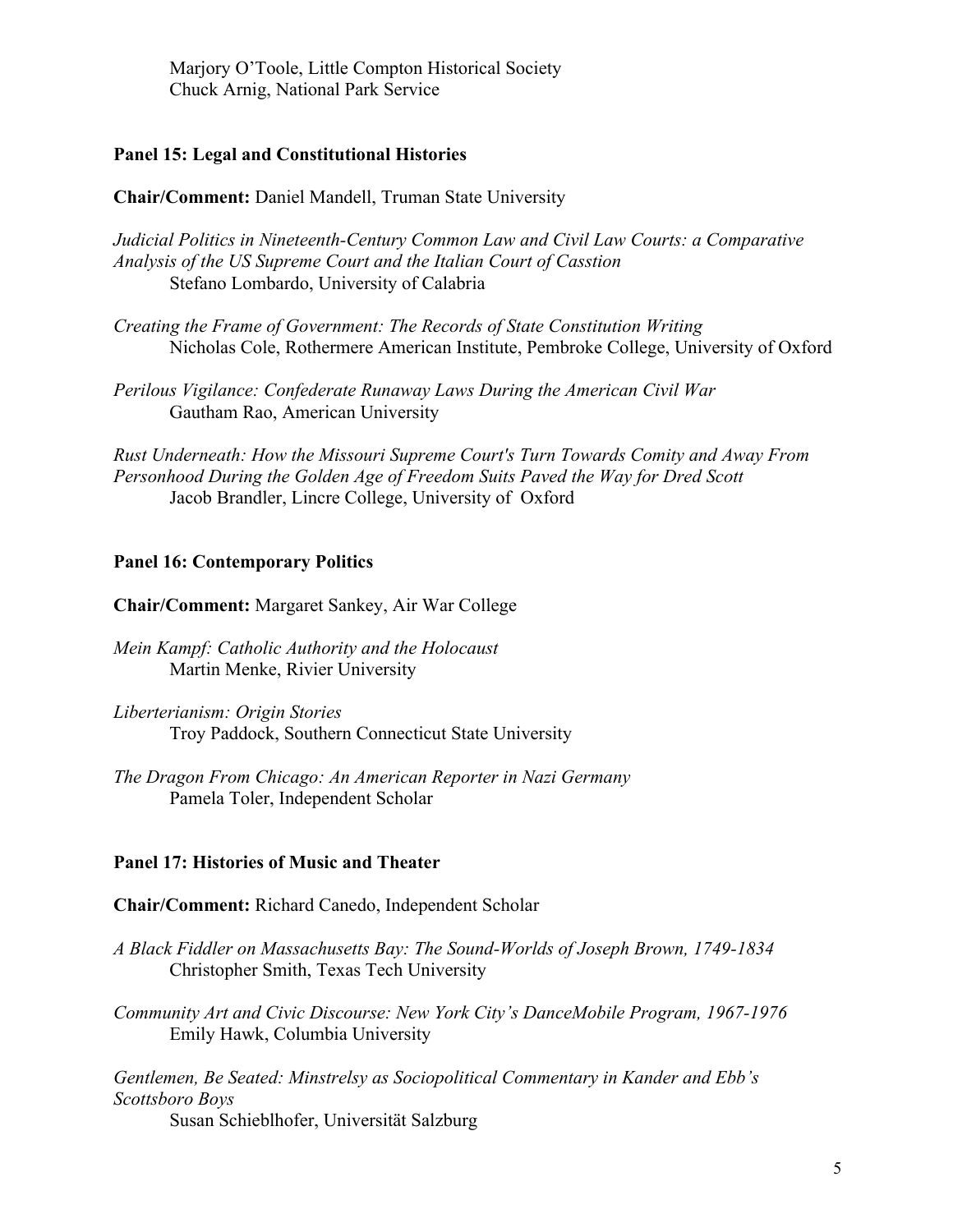Marjory O'Toole, Little Compton Historical Society
Chuck Arnig, National Park Service

**Panel 15: Legal and Constitutional Histories**

**Chair/Comment:** Daniel Mandell, Truman State University

*Judicial Politics in Nineteenth-Century Common Law and Civil Law Courts: a Comparative Analysis of the US Supreme Court and the Italian Court of Casstion*
Stefano Lombardo, University of Calabria

*Creating the Frame of Government: The Records of State Constitution Writing*
Nicholas Cole, Rothermere American Institute, Pembroke College, University of Oxford

*Perilous Vigilance: Confederate Runaway Laws During the American Civil War*
Gautham Rao, American University

*Rust Underneath: How the Missouri Supreme Court's Turn Towards Comity and Away From Personhood During the Golden Age of Freedom Suits Paved the Way for Dred Scott*
Jacob Brandler, Lincre College, University of Oxford

**Panel 16: Contemporary Politics**

**Chair/Comment:** Margaret Sankey, Air War College

*Mein Kampf: Catholic Authority and the Holocaust*
Martin Menke, Rivier University

*Liberterianism: Origin Stories*
Troy Paddock, Southern Connecticut State University

*The Dragon From Chicago: An American Reporter in Nazi Germany*
Pamela Toler, Independent Scholar

**Panel 17: Histories of Music and Theater**

**Chair/Comment:** Richard Canedo, Independent Scholar

*A Black Fiddler on Massachusetts Bay: The Sound-Worlds of Joseph Brown, 1749-1834*
Christopher Smith, Texas Tech University

*Community Art and Civic Discourse: New York City's DanceMobile Program, 1967-1976*
Emily Hawk, Columbia University

*Gentlemen, Be Seated: Minstrelsy as Sociopolitical Commentary in Kander and Ebb's Scottsboro Boys*
Susan Schieblhofer, Universität Salzburg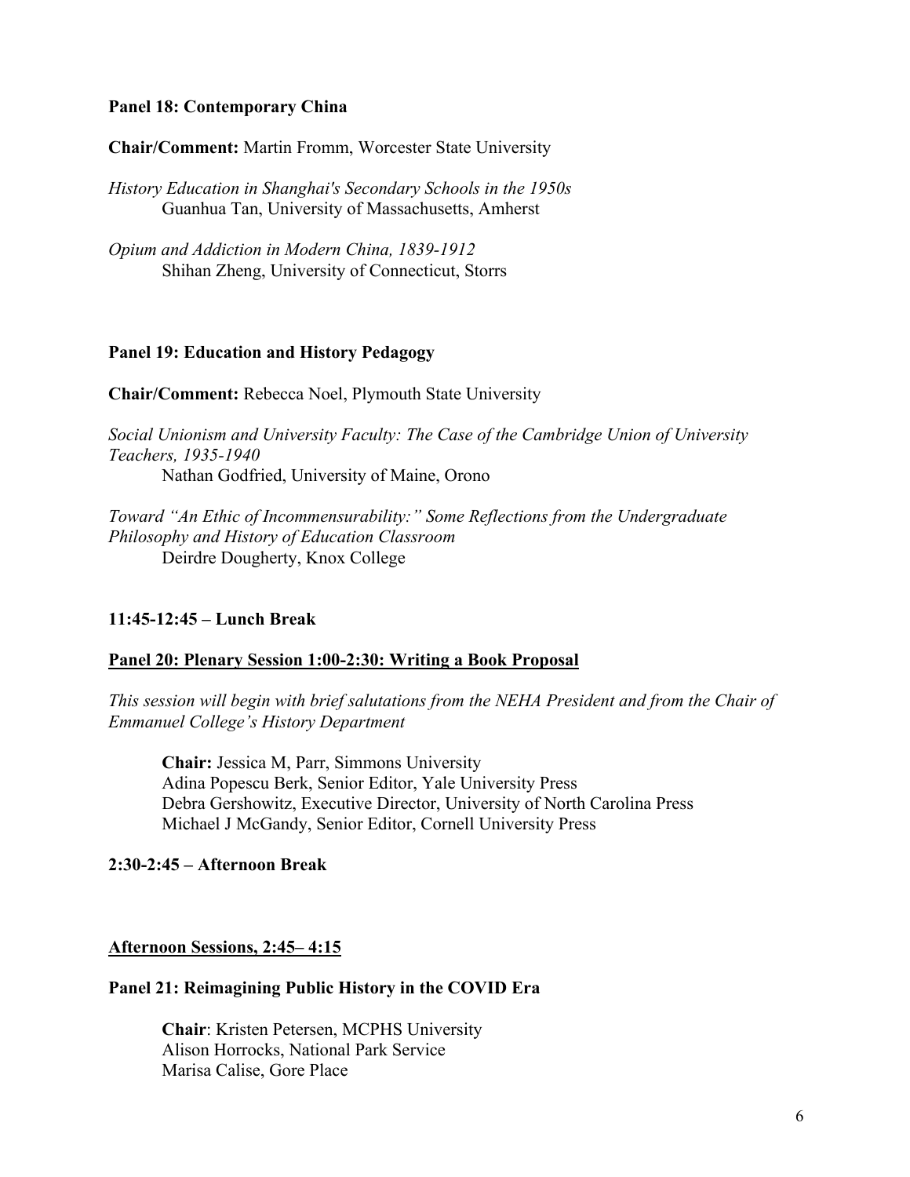**Panel 18: Contemporary China**

**Chair/Comment:** Martin Fromm, Worcester State University

*History Education in Shanghai's Secondary Schools in the 1950s*
Guanhua Tan, University of Massachusetts, Amherst

*Opium and Addiction in Modern China, 1839-1912*
Shihan Zheng, University of Connecticut, Storrs

**Panel 19: Education and History Pedagogy**

**Chair/Comment:** Rebecca Noel, Plymouth State University

*Social Unionism and University Faculty: The Case of the Cambridge Union of University Teachers, 1935-1940*
Nathan Godfried, University of Maine, Orono

*Toward "An Ethic of Incommensurability:" Some Reflections from the Undergraduate Philosophy and History of Education Classroom*
Deirdre Dougherty, Knox College

**11:45-12:45 – Lunch Break**

**Panel 20: Plenary Session 1:00-2:30: Writing a Book Proposal**

*This session will begin with brief salutations from the NEHA President and from the Chair of Emmanuel College's History Department*

**Chair:** Jessica M, Parr, Simmons University
Adina Popescu Berk, Senior Editor, Yale University Press
Debra Gershowitz, Executive Director, University of North Carolina Press
Michael J McGandy, Senior Editor, Cornell University Press

**2:30-2:45 – Afternoon Break**

**Afternoon Sessions, 2:45– 4:15**

**Panel 21: Reimagining Public History in the COVID Era**

**Chair**: Kristen Petersen, MCPHS University
Alison Horrocks, National Park Service
Marisa Calise, Gore Place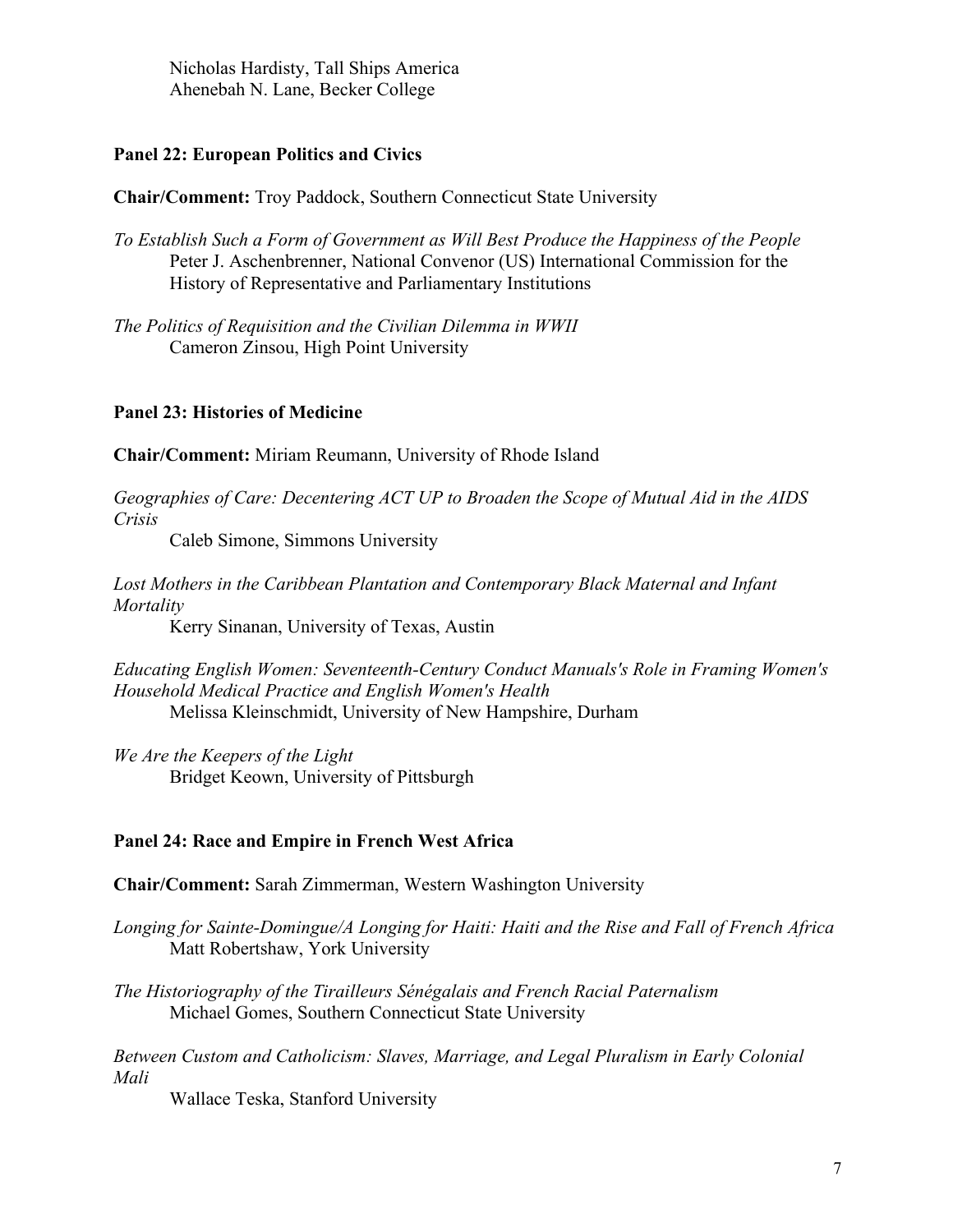Nicholas Hardisty, Tall Ships America
Ahenebah N. Lane, Becker College

**Panel 22: European Politics and Civics**

**Chair/Comment:** Troy Paddock, Southern Connecticut State University

*To Establish Such a Form of Government as Will Best Produce the Happiness of the People*
Peter J. Aschenbrenner, National Convenor (US) International Commission for the History of Representative and Parliamentary Institutions

*The Politics of Requisition and the Civilian Dilemma in WWII*
Cameron Zinsou, High Point University

**Panel 23: Histories of Medicine**

**Chair/Comment:** Miriam Reumann, University of Rhode Island

*Geographies of Care: Decentering ACT UP to Broaden the Scope of Mutual Aid in the AIDS Crisis*
Caleb Simone, Simmons University

*Lost Mothers in the Caribbean Plantation and Contemporary Black Maternal and Infant Mortality*
Kerry Sinanan, University of Texas, Austin

*Educating English Women: Seventeenth-Century Conduct Manuals's Role in Framing Women's Household Medical Practice and English Women's Health*
Melissa Kleinschmidt, University of New Hampshire, Durham

*We Are the Keepers of the Light*
Bridget Keown, University of Pittsburgh

**Panel 24: Race and Empire in French West Africa**

**Chair/Comment:** Sarah Zimmerman, Western Washington University

*Longing for Sainte-Domingue/A Longing for Haiti: Haiti and the Rise and Fall of French Africa*
Matt Robertshaw, York University

*The Historiography of the Tirailleurs Sénégalais and French Racial Paternalism*
Michael Gomes, Southern Connecticut State University

*Between Custom and Catholicism: Slaves, Marriage, and Legal Pluralism in Early Colonial Mali*
Wallace Teska, Stanford University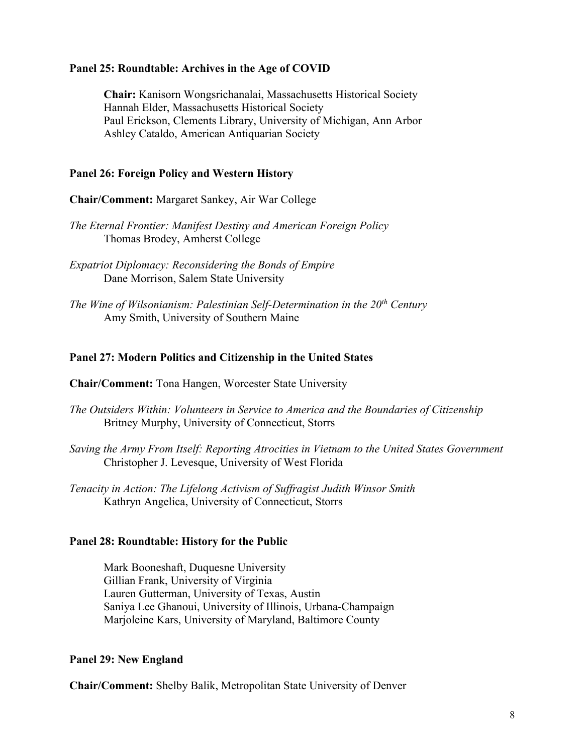**Panel 25: Roundtable: Archives in the Age of COVID**

**Chair:** Kanisorn Wongsrichanalai, Massachusetts Historical Society
Hannah Elder, Massachusetts Historical Society
Paul Erickson, Clements Library, University of Michigan, Ann Arbor
Ashley Cataldo, American Antiquarian Society

**Panel 26: Foreign Policy and Western History**

**Chair/Comment:** Margaret Sankey, Air War College

*The Eternal Frontier: Manifest Destiny and American Foreign Policy*
Thomas Brodey, Amherst College

*Expatriot Diplomacy: Reconsidering the Bonds of Empire*
Dane Morrison, Salem State University

*The Wine of Wilsonianism: Palestinian Self-Determination in the 20th Century*
Amy Smith, University of Southern Maine

**Panel 27: Modern Politics and Citizenship in the United States**

**Chair/Comment:** Tona Hangen, Worcester State University

*The Outsiders Within: Volunteers in Service to America and the Boundaries of Citizenship*
Britney Murphy, University of Connecticut, Storrs

*Saving the Army From Itself: Reporting Atrocities in Vietnam to the United States Government*
Christopher J. Levesque, University of West Florida

*Tenacity in Action: The Lifelong Activism of Suffragist Judith Winsor Smith*
Kathryn Angelica, University of Connecticut, Storrs

**Panel 28: Roundtable: History for the Public**

Mark Booneshaft, Duquesne University
Gillian Frank, University of Virginia
Lauren Gutterman, University of Texas, Austin
Saniya Lee Ghanoui, University of Illinois, Urbana-Champaign
Marjoleine Kars, University of Maryland, Baltimore County

**Panel 29: New England**

**Chair/Comment:** Shelby Balik, Metropolitan State University of Denver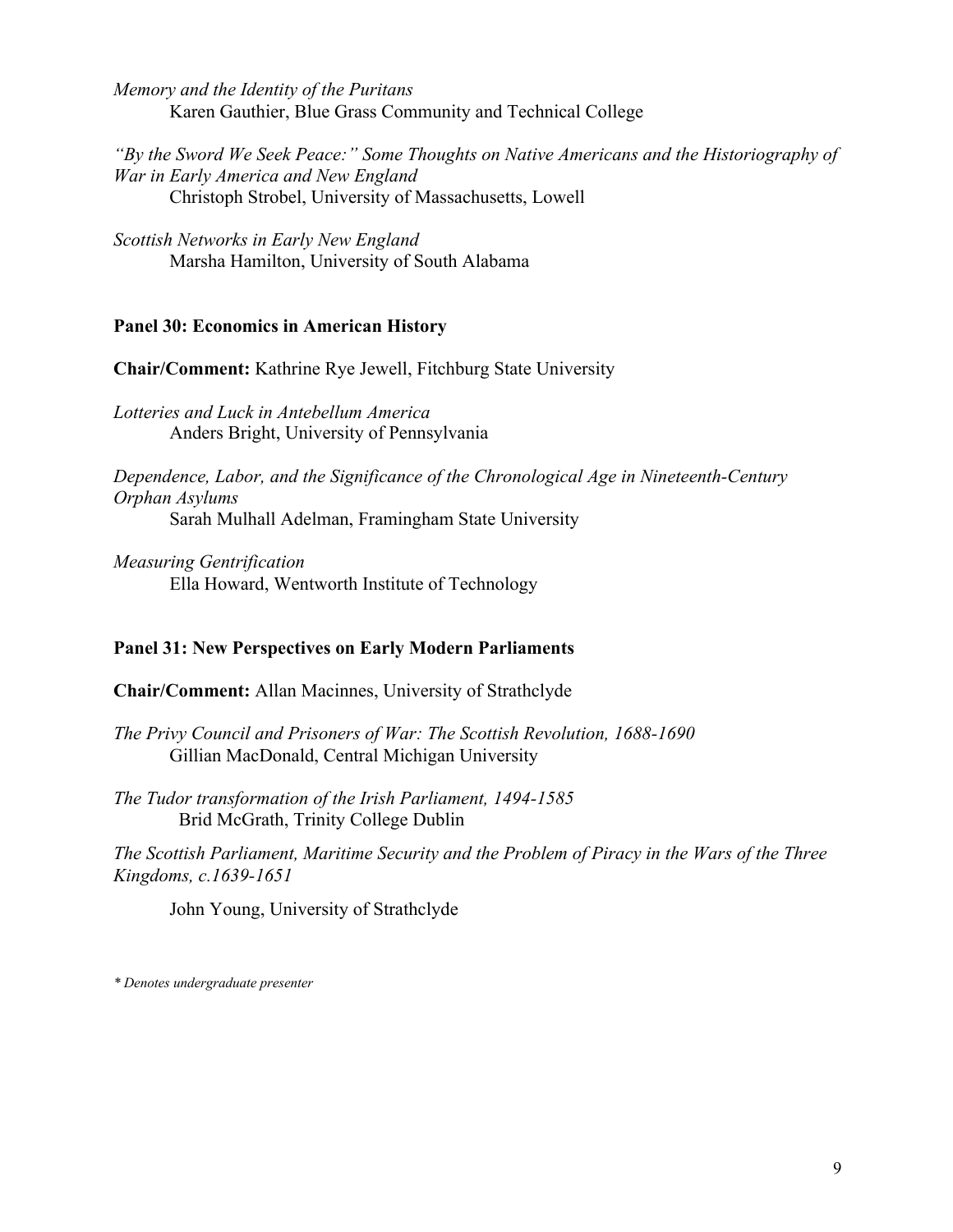*Memory and the Identity of the Puritans*
Karen Gauthier, Blue Grass Community and Technical College

*"By the Sword We Seek Peace:" Some Thoughts on Native Americans and the Historiography of War in Early America and New England*
Christoph Strobel, University of Massachusetts, Lowell

*Scottish Networks in Early New England*
Marsha Hamilton, University of South Alabama

**Panel 30: Economics in American History**

**Chair/Comment:** Kathrine Rye Jewell, Fitchburg State University

*Lotteries and Luck in Antebellum America*
Anders Bright, University of Pennsylvania

*Dependence, Labor, and the Significance of the Chronological Age in Nineteenth-Century Orphan Asylums*
Sarah Mulhall Adelman, Framingham State University

*Measuring Gentrification*
Ella Howard, Wentworth Institute of Technology

**Panel 31: New Perspectives on Early Modern Parliaments**

**Chair/Comment:** Allan Macinnes, University of Strathclyde

*The Privy Council and Prisoners of War: The Scottish Revolution, 1688-1690*
Gillian MacDonald, Central Michigan University

*The Tudor transformation of the Irish Parliament, 1494-1585*
Brid McGrath, Trinity College Dublin

*The Scottish Parliament, Maritime Security and the Problem of Piracy in the Wars of the Three Kingdoms, c.1639-1651*

John Young, University of Strathclyde

*\* Denotes undergraduate presenter*